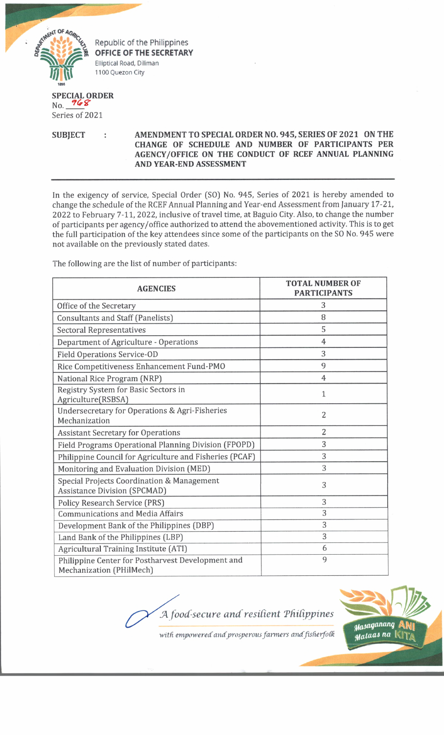Republic of the Philippines
**OFFICE OF THE SECRETARY**
Elliptical Road, Diliman
1100 Quezon City

**SPECIAL ORDER**
No. 968
Series of 2021

**SUBJECT : AMENDMENT TO SPECIAL ORDER NO. 945, SERIES OF 2021 ON THE CHANGE OF SCHEDULE AND NUMBER OF PARTICIPANTS PER AGENCY/OFFICE ON THE CONDUCT OF RCEF ANNUAL PLANNING AND YEAR-END ASSESSMENT**

In the exigency of service, Special Order (SO) No. 945, Series of 2021 is hereby amended to change the schedule of the RCEF Annual Planning and Year-end Assessment from January 17-21, 2022 to February 7-11, 2022, inclusive of travel time, at Baguio City. Also, to change the number of participants per agency/office authorized to attend the abovementioned activity. This is to get the full participation of the key attendees since some of the participants on the SO No. 945 were not available on the previously stated dates.

The following are the list of number of participants:

| AGENCIES | TOTAL NUMBER OF PARTICIPANTS |
|---|---|
| Office of the Secretary | 3 |
| Consultants and Staff (Panelists) | 8 |
| Sectoral Representatives | 5 |
| Department of Agriculture - Operations | 4 |
| Field Operations Service-OD | 3 |
| Rice Competitiveness Enhancement Fund-PMO | 9 |
| National Rice Program (NRP) | 4 |
| Registry System for Basic Sectors in Agriculture(RSBSA) | 1 |
| Undersecretary for Operations & Agri-Fisheries Mechanization | 2 |
| Assistant Secretary for Operations | 2 |
| Field Programs Operational Planning Division (FPOPD) | 3 |
| Philippine Council for Agriculture and Fisheries (PCAF) | 3 |
| Monitoring and Evaluation Division (MED) | 3 |
| Special Projects Coordination & Management Assistance Division (SPCMAD) | 3 |
| Policy Research Service (PRS) | 3 |
| Communications and Media Affairs | 3 |
| Development Bank of the Philippines (DBP) | 3 |
| Land Bank of the Philippines (LBP) | 3 |
| Agricultural Training Institute (ATI) | 6 |
| Philippine Center for Postharvest Development and Mechanization (PHilMech) | 9 |

*A food-secure and resilient Philippines*
*with empowered and prosperous farmers and fisherfolk*

Masaganang ANI Mataas na KITA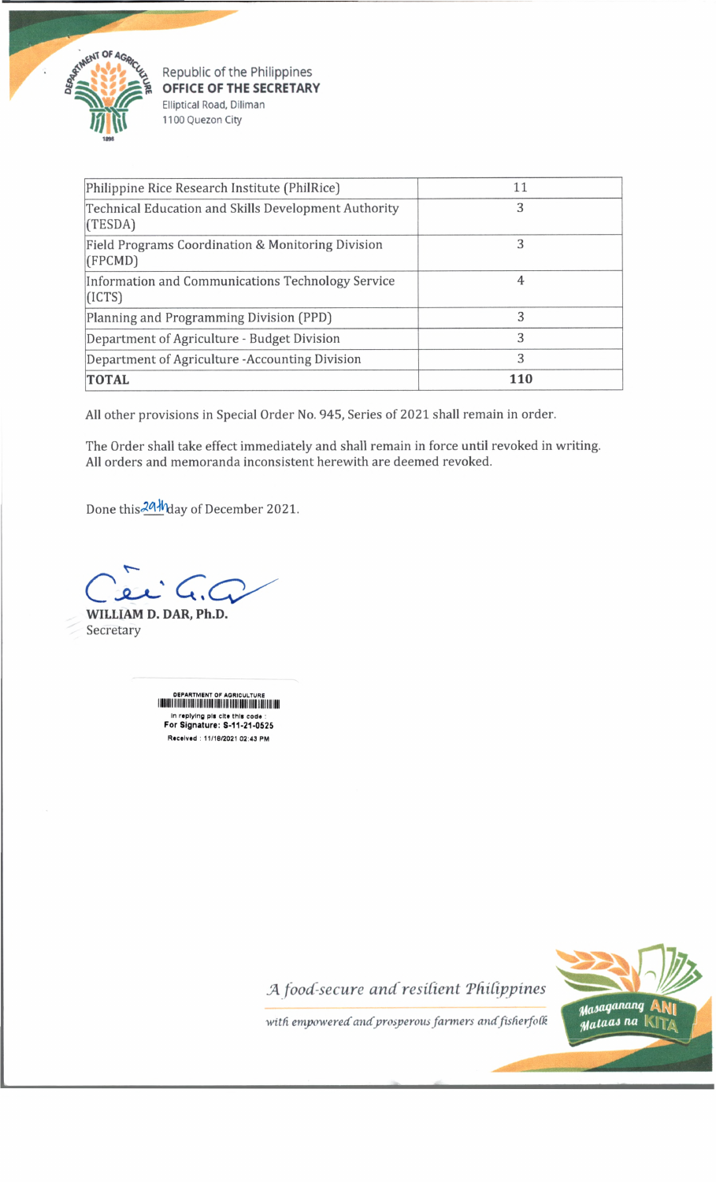| | |
|---|---|
| Philippine Rice Research Institute (PhilRice) | 11 |
| Technical Education and Skills Development Authority (TESDA) | 3 |
| Field Programs Coordination & Monitoring Division (FPCMD) | 3 |
| Information and Communications Technology Service (ICTS) | 4 |
| Planning and Programming Division (PPD) | 3 |
| Department of Agriculture - Budget Division | 3 |
| Department of Agriculture -Accounting Division | 3 |
| **TOTAL** | **110** |

All other provisions in Special Order No. 945, Series of 2021 shall remain in order.

The Order shall take effect immediately and shall remain in force until revoked in writing. All orders and memoranda inconsistent herewith are deemed revoked.

Done this 29th day of December 2021.

**WILLIAM D. DAR, Ph.D.**
Secretary

DEPARTMENT OF AGRICULTURE
In replying pls cite this code :
For Signature: S-11-21-0525
Received : 11/18/2021 02:43 PM